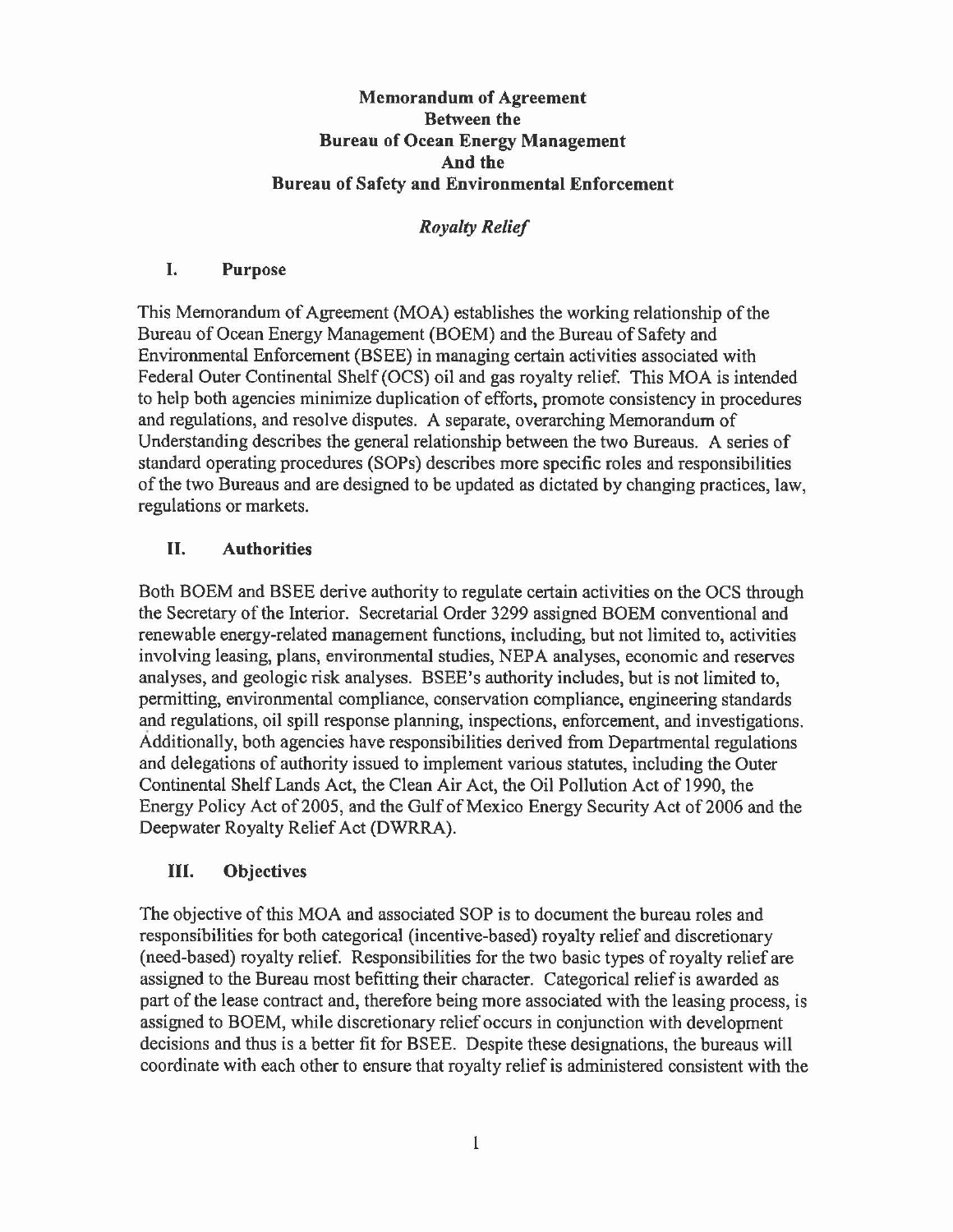# Memorandum of Agreement
# Between the
# Bureau of Ocean Energy Management
# And the
# Bureau of Safety and Environmental Enforcement

### *Royalty Relief*

## I. Purpose

This Memorandum of Agreement (MOA) establishes the working relationship of the Bureau of Ocean Energy Management (BOEM) and the Bureau of Safety and Environmental Enforcement (BSEE) in managing certain activities associated with Federal Outer Continental Shelf (OCS) oil and gas royalty relief. This MOA is intended to help both agencies minimize duplication of efforts, promote consistency in procedures and regulations, and resolve disputes. A separate, overarching Memorandum of Understanding describes the general relationship between the two Bureaus. A series of standard operating procedures (SOPs) describes more specific roles and responsibilities of the two Bureaus and are designed to be updated as dictated by changing practices, law, regulations or markets.

## II. Authorities

Both BOEM and BSEE derive authority to regulate certain activities on the OCS through the Secretary of the Interior. Secretarial Order 3299 assigned BOEM conventional and renewable energy-related management functions, including, but not limited to, activities involving leasing, plans, environmental studies, NEPA analyses, economic and reserves analyses, and geologic risk analyses. BSEE's authority includes, but is not limited to, permitting, environmental compliance, conservation compliance, engineering standards and regulations, oil spill response planning, inspections, enforcement, and investigations. Additionally, both agencies have responsibilities derived from Departmental regulations and delegations of authority issued to implement various statutes, including the Outer Continental Shelf Lands Act, the Clean Air Act, the Oil Pollution Act of 1990, the Energy Policy Act of 2005, and the Gulf of Mexico Energy Security Act of 2006 and the Deepwater Royalty Relief Act (DWRRA).

## III. Objectives

The objective of this MOA and associated SOP is to document the bureau roles and responsibilities for both categorical (incentive-based) royalty relief and discretionary (need-based) royalty relief. Responsibilities for the two basic types of royalty relief are assigned to the Bureau most befitting their character. Categorical relief is awarded as part of the lease contract and, therefore being more associated with the leasing process, is assigned to BOEM, while discretionary relief occurs in conjunction with development decisions and thus is a better fit for BSEE. Despite these designations, the bureaus will coordinate with each other to ensure that royalty relief is administered consistent with the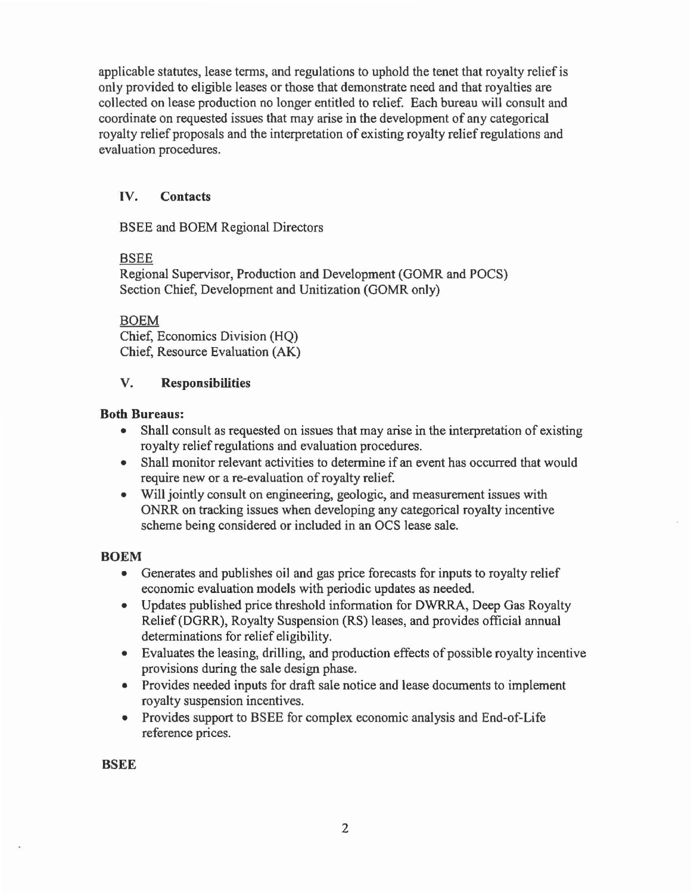applicable statutes, lease terms, and regulations to uphold the tenet that royalty relief is only provided to eligible leases or those that demonstrate need and that royalties are collected on lease production no longer entitled to relief. Each bureau will consult and coordinate on requested issues that may arise in the development of any categorical royalty relief proposals and the interpretation of existing royalty relief regulations and evaluation procedures.

## IV. Contacts

BSEE and BOEM Regional Directors

BSEE
Regional Supervisor, Production and Development (GOMR and POCS)
Section Chief, Development and Unitization (GOMR only)

BOEM
Chief, Economics Division (HQ)
Chief, Resource Evaluation (AK)

## V. Responsibilities

**Both Bureaus:**

- Shall consult as requested on issues that may arise in the interpretation of existing royalty relief regulations and evaluation procedures.
- Shall monitor relevant activities to determine if an event has occurred that would require new or a re-evaluation of royalty relief.
- Will jointly consult on engineering, geologic, and measurement issues with ONRR on tracking issues when developing any categorical royalty incentive scheme being considered or included in an OCS lease sale.

**BOEM**

- Generates and publishes oil and gas price forecasts for inputs to royalty relief economic evaluation models with periodic updates as needed.
- Updates published price threshold information for DWRRA, Deep Gas Royalty Relief (DGRR), Royalty Suspension (RS) leases, and provides official annual determinations for relief eligibility.
- Evaluates the leasing, drilling, and production effects of possible royalty incentive provisions during the sale design phase.
- Provides needed inputs for draft sale notice and lease documents to implement royalty suspension incentives.
- Provides support to BSEE for complex economic analysis and End-of-Life reference prices.

**BSEE**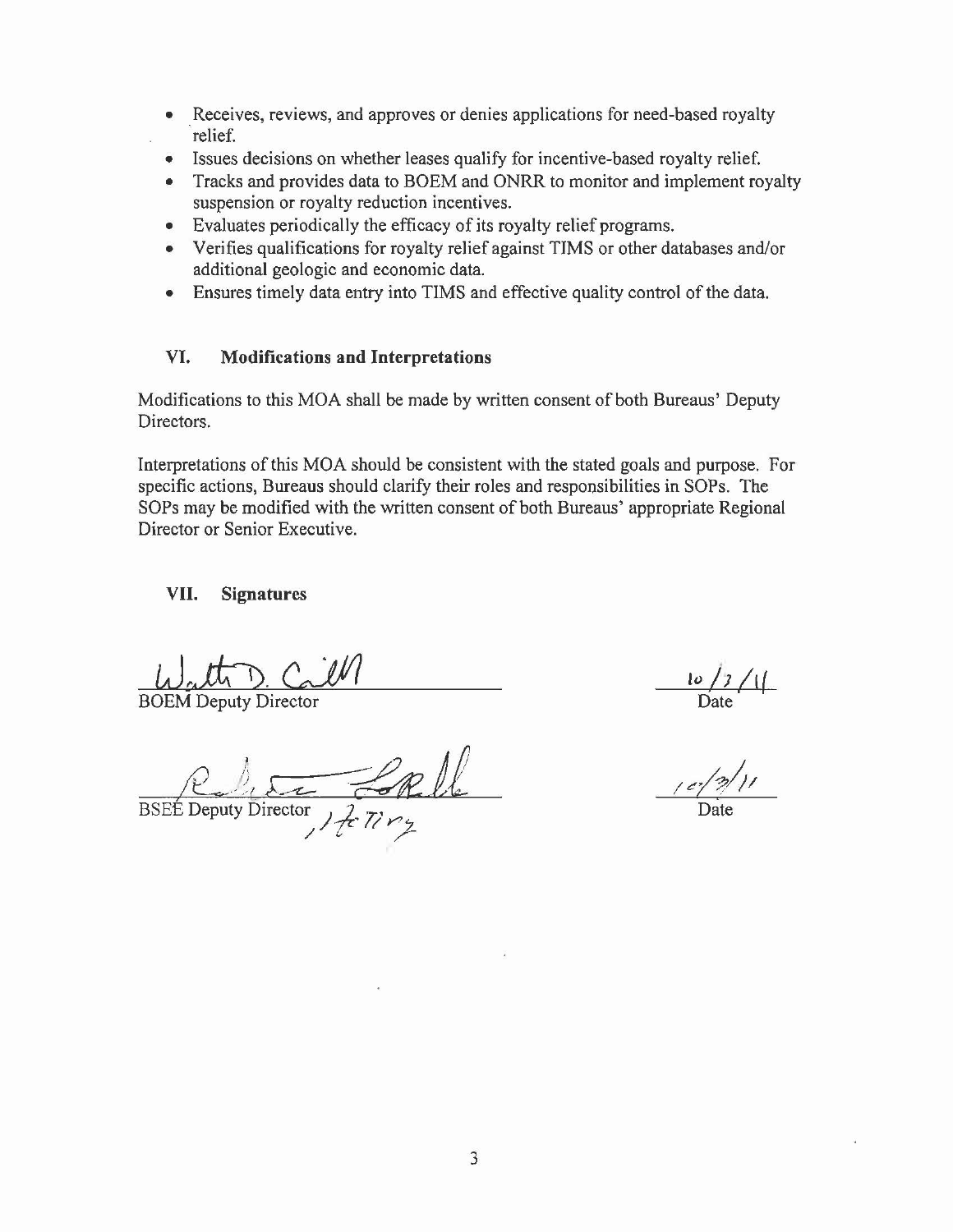- Receives, reviews, and approves or denies applications for need-based royalty relief.
- Issues decisions on whether leases qualify for incentive-based royalty relief.
- Tracks and provides data to BOEM and ONRR to monitor and implement royalty suspension or royalty reduction incentives.
- Evaluates periodically the efficacy of its royalty relief programs.
- Verifies qualifications for royalty relief against TIMS or other databases and/or additional geologic and economic data.
- Ensures timely data entry into TIMS and effective quality control of the data.

## VI. Modifications and Interpretations

Modifications to this MOA shall be made by written consent of both Bureaus' Deputy Directors.

Interpretations of this MOA should be consistent with the stated goals and purpose. For specific actions, Bureaus should clarify their roles and responsibilities in SOPs. The SOPs may be modified with the written consent of both Bureaus' appropriate Regional Director or Senior Executive.

## VII. Signatures

Walter D. Cruickshank
BOEM Deputy Director

10/3/11
Date

Robert LaBelle
BSEE Deputy Director, Acting

10/3/11
Date